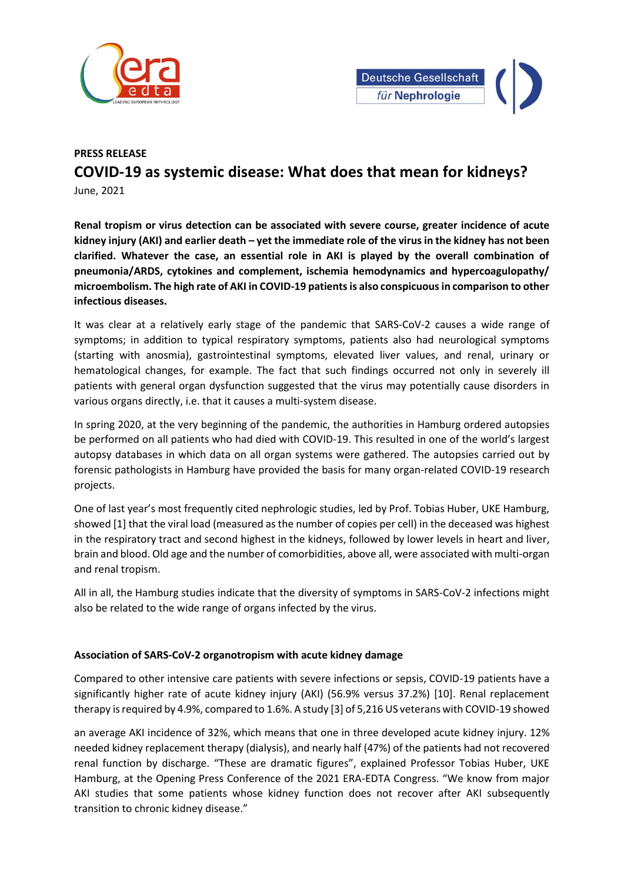**PRESS RELEASE**

# COVID-19 as systemic disease: What does that mean for kidneys?

June, 2021

**Renal tropism or virus detection can be associated with severe course, greater incidence of acute kidney injury (AKI) and earlier death – yet the immediate role of the virus in the kidney has not been clarified. Whatever the case, an essential role in AKI is played by the overall combination of pneumonia/ARDS, cytokines and complement, ischemia hemodynamics and hypercoagulopathy/ microembolism. The high rate of AKI in COVID-19 patients is also conspicuous in comparison to other infectious diseases.**

It was clear at a relatively early stage of the pandemic that SARS-CoV-2 causes a wide range of symptoms; in addition to typical respiratory symptoms, patients also had neurological symptoms (starting with anosmia), gastrointestinal symptoms, elevated liver values, and renal, urinary or hematological changes, for example. The fact that such findings occurred not only in severely ill patients with general organ dysfunction suggested that the virus may potentially cause disorders in various organs directly, i.e. that it causes a multi-system disease.

In spring 2020, at the very beginning of the pandemic, the authorities in Hamburg ordered autopsies be performed on all patients who had died with COVID-19. This resulted in one of the world's largest autopsy databases in which data on all organ systems were gathered. The autopsies carried out by forensic pathologists in Hamburg have provided the basis for many organ-related COVID-19 research projects.

One of last year's most frequently cited nephrologic studies, led by Prof. Tobias Huber, UKE Hamburg, showed [1] that the viral load (measured as the number of copies per cell) in the deceased was highest in the respiratory tract and second highest in the kidneys, followed by lower levels in heart and liver, brain and blood. Old age and the number of comorbidities, above all, were associated with multi-organ and renal tropism.

All in all, the Hamburg studies indicate that the diversity of symptoms in SARS-CoV-2 infections might also be related to the wide range of organs infected by the virus.

## Association of SARS-CoV-2 organotropism with acute kidney damage

Compared to other intensive care patients with severe infections or sepsis, COVID-19 patients have a significantly higher rate of acute kidney injury (AKI) (56.9% versus 37.2%) [10]. Renal replacement therapy is required by 4.9%, compared to 1.6%. A study [3] of 5,216 US veterans with COVID-19 showed an average AKI incidence of 32%, which means that one in three developed acute kidney injury. 12% needed kidney replacement therapy (dialysis), and nearly half (47%) of the patients had not recovered renal function by discharge. "These are dramatic figures", explained Professor Tobias Huber, UKE Hamburg, at the Opening Press Conference of the 2021 ERA-EDTA Congress. "We know from major AKI studies that some patients whose kidney function does not recover after AKI subsequently transition to chronic kidney disease."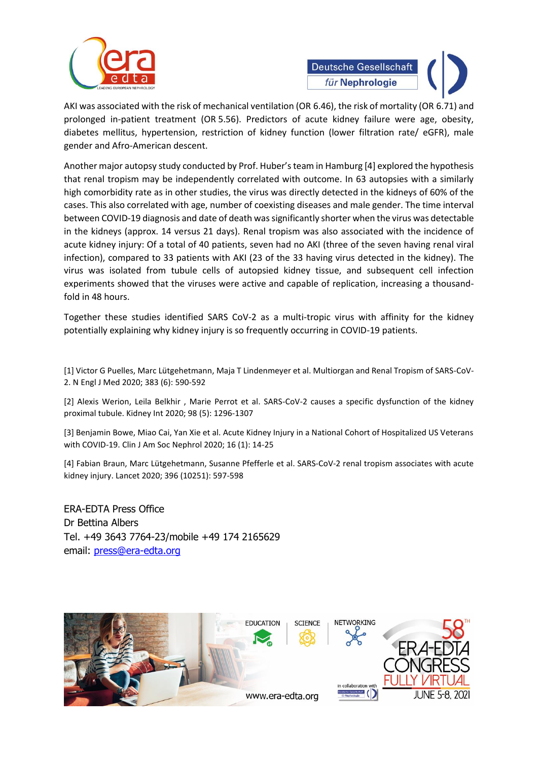AKI was associated with the risk of mechanical ventilation (OR 6.46), the risk of mortality (OR 6.71) and prolonged in-patient treatment (OR 5.56). Predictors of acute kidney failure were age, obesity, diabetes mellitus, hypertension, restriction of kidney function (lower filtration rate/ eGFR), male gender and Afro-American descent.

Another major autopsy study conducted by Prof. Huber's team in Hamburg [4] explored the hypothesis that renal tropism may be independently correlated with outcome. In 63 autopsies with a similarly high comorbidity rate as in other studies, the virus was directly detected in the kidneys of 60% of the cases. This also correlated with age, number of coexisting diseases and male gender. The time interval between COVID-19 diagnosis and date of death was significantly shorter when the virus was detectable in the kidneys (approx. 14 versus 21 days). Renal tropism was also associated with the incidence of acute kidney injury: Of a total of 40 patients, seven had no AKI (three of the seven having renal viral infection), compared to 33 patients with AKI (23 of the 33 having virus detected in the kidney). The virus was isolated from tubule cells of autopsied kidney tissue, and subsequent cell infection experiments showed that the viruses were active and capable of replication, increasing a thousand-fold in 48 hours.

Together these studies identified SARS CoV-2 as a multi-tropic virus with affinity for the kidney potentially explaining why kidney injury is so frequently occurring in COVID-19 patients.

[1] Victor G Puelles, Marc Lütgehetmann, Maja T Lindenmeyer et al. Multiorgan and Renal Tropism of SARS-CoV-2. N Engl J Med 2020; 383 (6): 590-592

[2] Alexis Werion, Leila Belkhir , Marie Perrot et al. SARS-CoV-2 causes a specific dysfunction of the kidney proximal tubule. Kidney Int 2020; 98 (5): 1296-1307

[3] Benjamin Bowe, Miao Cai, Yan Xie et al. Acute Kidney Injury in a National Cohort of Hospitalized US Veterans with COVID-19. Clin J Am Soc Nephrol 2020; 16 (1): 14-25

[4] Fabian Braun, Marc Lütgehetmann, Susanne Pfefferle et al. SARS-CoV-2 renal tropism associates with acute kidney injury. Lancet 2020; 396 (10251): 597-598

ERA-EDTA Press Office
Dr Bettina Albers
Tel. +49 3643 7764-23/mobile +49 174 2165629
email: press@era-edta.org